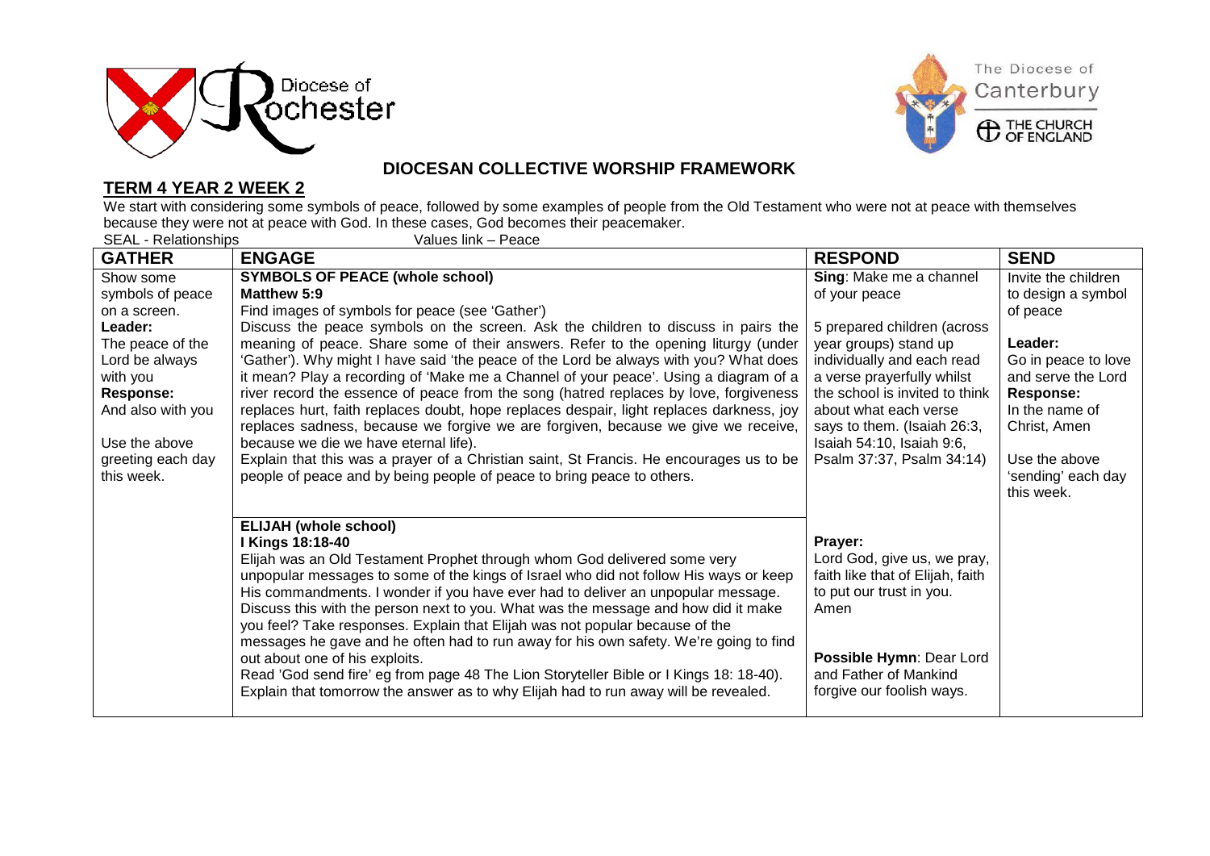Diocese of Rochester

The Diocese of Canterbury
THE CHURCH OF ENGLAND

## DIOCESAN COLLECTIVE WORSHIP FRAMEWORK

### TERM 4 YEAR 2 WEEK 2

We start with considering some symbols of peace, followed by some examples of people from the Old Testament who were not at peace with themselves because they were not at peace with God. In these cases, God becomes their peacemaker.

SEAL - Relationships    Values link – Peace

| GATHER | ENGAGE | RESPOND | SEND |
|---|---|---|---|
| Show some symbols of peace on a screen.<br>**Leader:**<br>The peace of the Lord be always with you<br>**Response:**<br>And also with you<br><br>Use the above greeting each day this week. | **SYMBOLS OF PEACE (whole school)**<br>**Matthew 5:9**<br>Find images of symbols for peace (see 'Gather')<br>Discuss the peace symbols on the screen. Ask the children to discuss in pairs the meaning of peace. Share some of their answers. Refer to the opening liturgy (under 'Gather'). Why might I have said 'the peace of the Lord be always with you? What does it mean? Play a recording of 'Make me a Channel of your peace'. Using a diagram of a river record the essence of peace from the song (hatred replaces by love, forgiveness replaces hurt, faith replaces doubt, hope replaces despair, light replaces darkness, joy replaces sadness, because we forgive we are forgiven, because we give we receive, because we die we have eternal life).<br>Explain that this was a prayer of a Christian saint, St Francis. He encourages us to be people of peace and by being people of peace to bring peace to others. | **Sing**: Make me a channel of your peace<br><br>5 prepared children (across year groups) stand up individually and each read a verse prayerfully whilst the school is invited to think about what each verse says to them. (Isaiah 26:3, Isaiah 54:10, Isaiah 9:6, Psalm 37:37, Psalm 34:14) | Invite the children to design a symbol of peace<br><br>**Leader:**<br>Go in peace to love and serve the Lord<br>**Response:**<br>In the name of Christ, Amen<br><br>Use the above 'sending' each day this week. |
| | **ELIJAH (whole school)**<br>**I Kings 18:18-40**<br>Elijah was an Old Testament Prophet through whom God delivered some very unpopular messages to some of the kings of Israel who did not follow His ways or keep His commandments. I wonder if you have ever had to deliver an unpopular message. Discuss this with the person next to you. What was the message and how did it make you feel? Take responses. Explain that Elijah was not popular because of the messages he gave and he often had to run away for his own safety. We're going to find out about one of his exploits.<br>Read 'God send fire' eg from page 48 The Lion Storyteller Bible or I Kings 18: 18-40).<br>Explain that tomorrow the answer as to why Elijah had to run away will be revealed. | **Prayer:**<br>Lord God, give us, we pray, faith like that of Elijah, faith to put our trust in you.<br>Amen<br><br>**Possible Hymn**: Dear Lord and Father of Mankind forgive our foolish ways. | |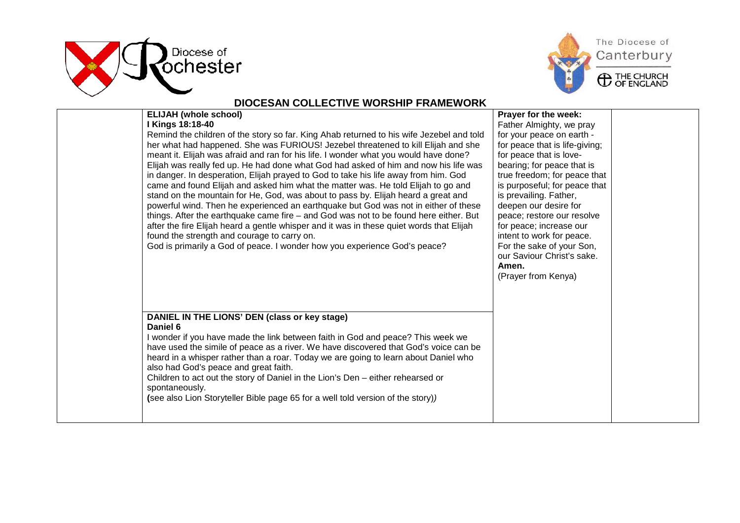## DIOCESAN COLLECTIVE WORSHIP FRAMEWORK

| | | | |
|---|---|---|---|
| | **ELIJAH (whole school)**<br>**I Kings 18:18-40**<br>Remind the children of the story so far. King Ahab returned to his wife Jezebel and told her what had happened. She was FURIOUS! Jezebel threatened to kill Elijah and she meant it. Elijah was afraid and ran for his life. I wonder what you would have done? Elijah was really fed up. He had done what God had asked of him and now his life was in danger. In desperation, Elijah prayed to God to take his life away from him. God came and found Elijah and asked him what the matter was. He told Elijah to go and stand on the mountain for He, God, was about to pass by. Elijah heard a great and powerful wind. Then he experienced an earthquake but God was not in either of these things. After the earthquake came fire – and God was not to be found here either. But after the fire Elijah heard a gentle whisper and it was in these quiet words that Elijah found the strength and courage to carry on.<br>God is primarily a God of peace. I wonder how you experience God's peace? | **Prayer for the week:**<br>Father Almighty, we pray for your peace on earth - for peace that is life-giving; for peace that is love-bearing; for peace that is true freedom; for peace that is purposeful; for peace that is prevailing. Father, deepen our desire for peace; restore our resolve for peace; increase our intent to work for peace. For the sake of your Son, our Saviour Christ's sake.<br>**Amen.**<br>(Prayer from Kenya) | |
| | **DANIEL IN THE LIONS' DEN (class or key stage)**<br>**Daniel 6**<br>I wonder if you have made the link between faith in God and peace? This week we have used the simile of peace as a river. We have discovered that God's voice can be heard in a whisper rather than a roar. Today we are going to learn about Daniel who also had God's peace and great faith.<br>Children to act out the story of Daniel in the Lion's Den – either rehearsed or spontaneously.<br>**(**see also Lion Storyteller Bible page 65 for a well told version of the story)*)* | | |